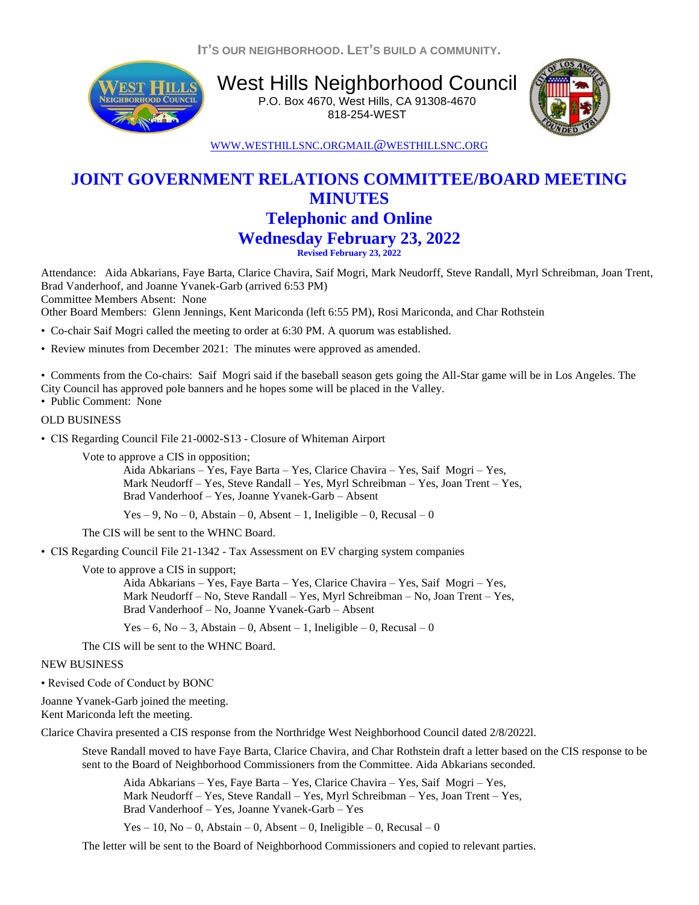IT'S OUR NEIGHBORHOOD. LET'S BUILD A COMMUNITY.

# West Hills Neighborhood Council

P.O. Box 4670, West Hills, CA 91308-4670
818-254-WEST

WWW.WESTHILLSNC.ORGMAIL@WESTHILLSNC.ORG

# JOINT GOVERNMENT RELATIONS COMMITTEE/BOARD MEETING MINUTES

## Telephonic and Online

## Wednesday February 23, 2022

**Revised February 23, 2022**

Attendance: Aida Abkarians, Faye Barta, Clarice Chavira, Saif Mogri, Mark Neudorff, Steve Randall, Myrl Schreibman, Joan Trent, Brad Vanderhoof, and Joanne Yvanek-Garb (arrived 6:53 PM)
Committee Members Absent: None
Other Board Members: Glenn Jennings, Kent Mariconda (left 6:55 PM), Rosi Mariconda, and Char Rothstein

- Co-chair Saif Mogri called the meeting to order at 6:30 PM. A quorum was established.
- Review minutes from December 2021: The minutes were approved as amended.

- Comments from the Co-chairs: Saif Mogri said if the baseball season gets going the All-Star game will be in Los Angeles. The City Council has approved pole banners and he hopes some will be placed in the Valley.
- Public Comment: None

OLD BUSINESS

- CIS Regarding Council File 21-0002-S13 - Closure of Whiteman Airport

  Vote to approve a CIS in opposition;

  Aida Abkarians – Yes, Faye Barta – Yes, Clarice Chavira – Yes, Saif Mogri – Yes, Mark Neudorff – Yes, Steve Randall – Yes, Myrl Schreibman – Yes, Joan Trent – Yes, Brad Vanderhoof – Yes, Joanne Yvanek-Garb – Absent

  Yes – 9, No – 0, Abstain – 0, Absent – 1, Ineligible – 0, Recusal – 0

  The CIS will be sent to the WHNC Board.

- CIS Regarding Council File 21-1342 - Tax Assessment on EV charging system companies

  Vote to approve a CIS in support;

  Aida Abkarians – Yes, Faye Barta – Yes, Clarice Chavira – Yes, Saif Mogri – Yes, Mark Neudorff – No, Steve Randall – No, Myrl Schreibman – No, Joan Trent – Yes, Brad Vanderhoof – No, Joanne Yvanek-Garb – Absent

  Yes – 6, No – 3, Abstain – 0, Absent – 1, Ineligible – 0, Recusal – 0

  The CIS will be sent to the WHNC Board.

NEW BUSINESS

- Revised Code of Conduct by BONC

Joanne Yvanek-Garb joined the meeting.
Kent Mariconda left the meeting.

Clarice Chavira presented a CIS response from the Northridge West Neighborhood Council dated 2/8/2022l.

Steve Randall moved to have Faye Barta, Clarice Chavira, and Char Rothstein draft a letter based on the CIS response to be sent to the Board of Neighborhood Commissioners from the Committee. Aida Abkarians seconded.

Aida Abkarians – Yes, Faye Barta – Yes, Clarice Chavira – Yes, Saif Mogri – Yes, Mark Neudorff – Yes, Steve Randall – Yes, Myrl Schreibman – Yes, Joan Trent – Yes, Brad Vanderhoof – Yes, Joanne Yvanek-Garb – Yes

Yes – 10, No – 0, Abstain – 0, Absent – 0, Ineligible – 0, Recusal – 0

The letter will be sent to the Board of Neighborhood Commissioners and copied to relevant parties.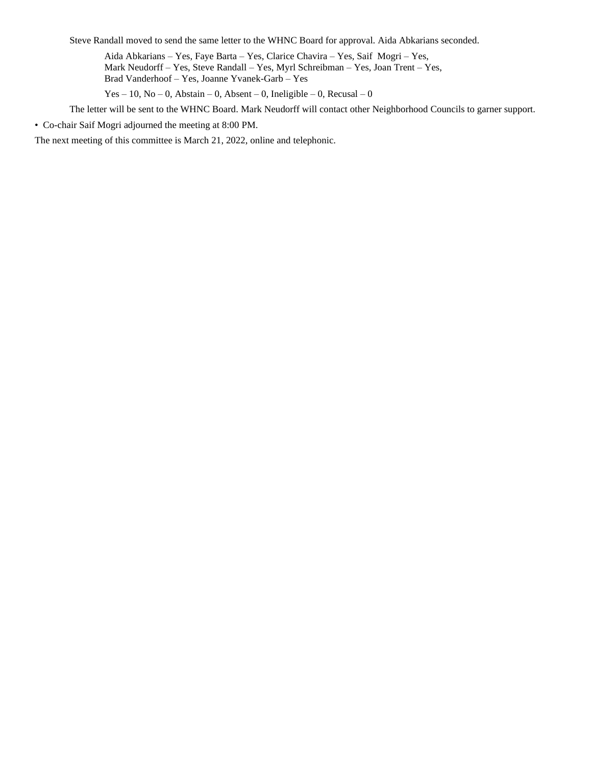Steve Randall moved to send the same letter to the WHNC Board for approval. Aida Abkarians seconded.

Aida Abkarians – Yes, Faye Barta – Yes, Clarice Chavira – Yes, Saif Mogri – Yes,
Mark Neudorff – Yes, Steve Randall – Yes, Myrl Schreibman – Yes, Joan Trent – Yes,
Brad Vanderhoof – Yes, Joanne Yvanek-Garb – Yes

Yes – 10, No – 0, Abstain – 0, Absent – 0, Ineligible – 0, Recusal – 0

The letter will be sent to the WHNC Board. Mark Neudorff will contact other Neighborhood Councils to garner support.

- Co-chair Saif Mogri adjourned the meeting at 8:00 PM.

The next meeting of this committee is March 21, 2022, online and telephonic.